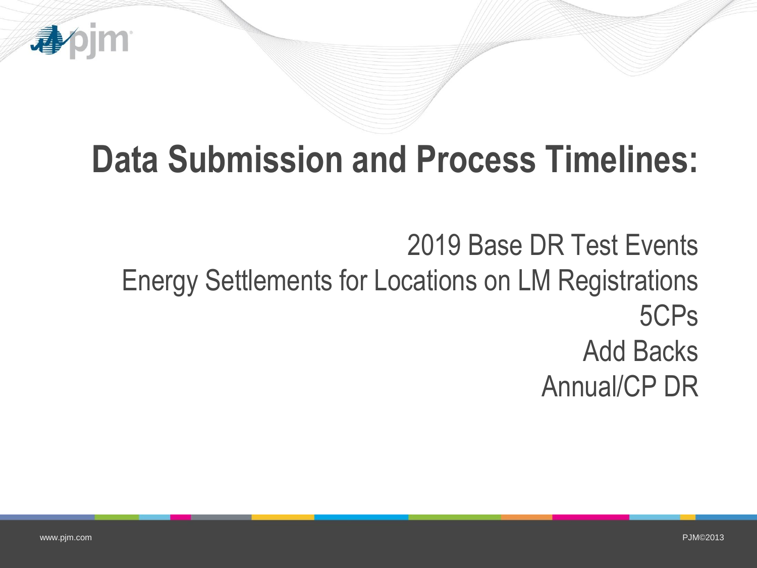# Data Submission and Process Timelines:

2019 Base DR Test Events
Energy Settlements for Locations on LM Registrations
5CPs
Add Backs
Annual/CP DR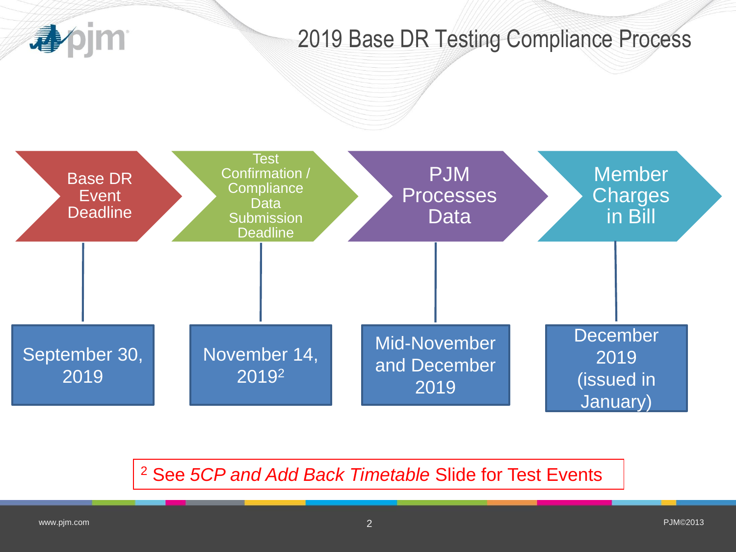# 2019 Base DR Testing Compliance Process

| Base DR Event Deadline | Test Confirmation / Compliance Data Submission Deadline | PJM Processes Data | Member Charges in Bill |
| --- | --- | --- | --- |
| September 30, 2019 | November 14, 2019[2] | Mid-November and December 2019 | December 2019 (issued in January) |

[2] See *5CP and Add Back Timetable* Slide for Test Events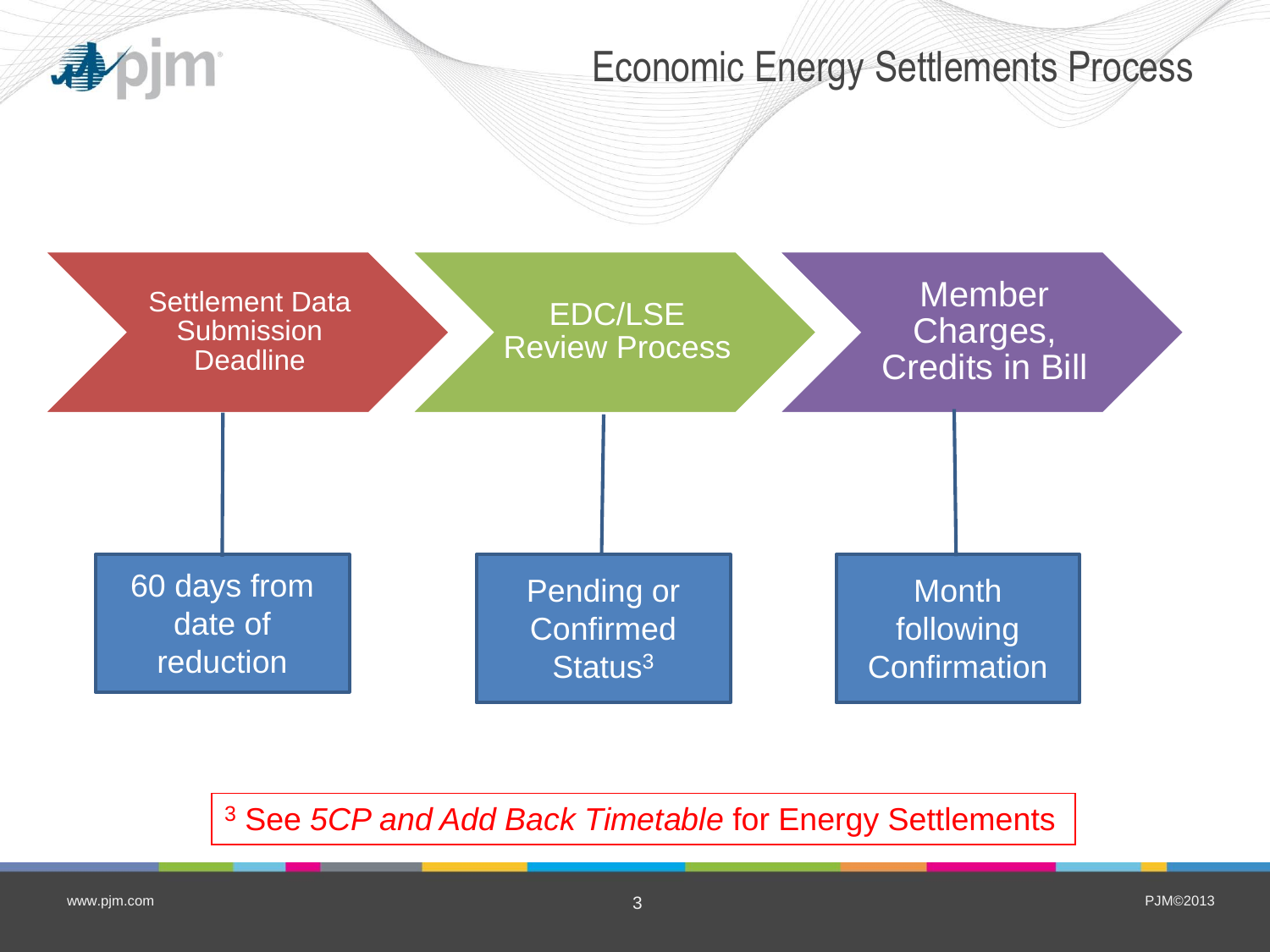# Economic Energy Settlements Process

| Settlement Data Submission Deadline | EDC/LSE Review Process | Member Charges, Credits in Bill |
| --- | --- | --- |
| 60 days from date of reduction | Pending or Confirmed Status[3] | Month following Confirmation |

[3] See *5CP and Add Back Timetable* for Energy Settlements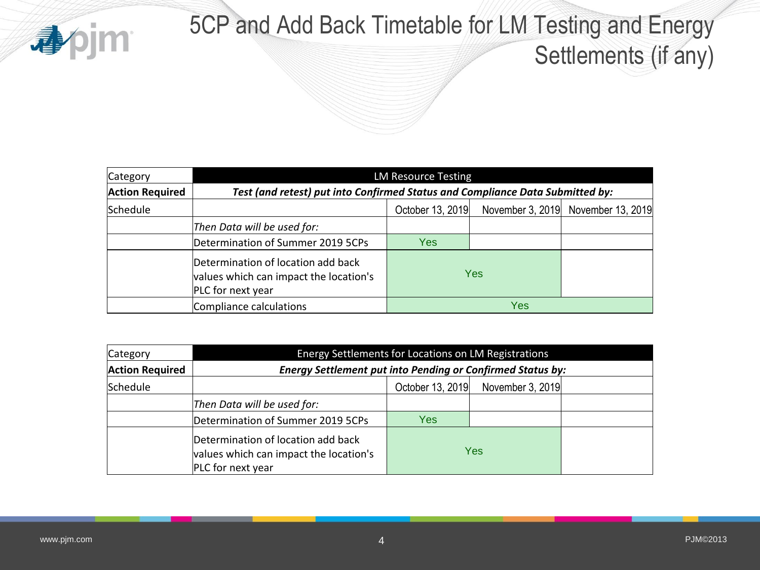# 5CP and Add Back Timetable for LM Testing and Energy Settlements (if any)

| Category | LM Resource Testing | | | |
|---|---|---|---|---|
| **Action Required** | ***Test (and retest) put into Confirmed Status and Compliance Data Submitted by:*** | | | |
| Schedule | | October 13, 2019 | November 3, 2019 | November 13, 2019 |
| | *Then Data will be used for:* | | | |
| | Determination of Summer 2019 5CPs | Yes | | |
| | Determination of location add back values which can impact the location's PLC for next year | Yes | Yes | |
| | Compliance calculations | Yes | Yes | Yes |

| Category | Energy Settlements for Locations on LM Registrations | | | |
|---|---|---|---|---|
| **Action Required** | ***Energy Settlement put into Pending or Confirmed Status by:*** | | | |
| Schedule | | October 13, 2019 | November 3, 2019 | |
| | *Then Data will be used for:* | | | |
| | Determination of Summer 2019 5CPs | Yes | | |
| | Determination of location add back values which can impact the location's PLC for next year | Yes | Yes | |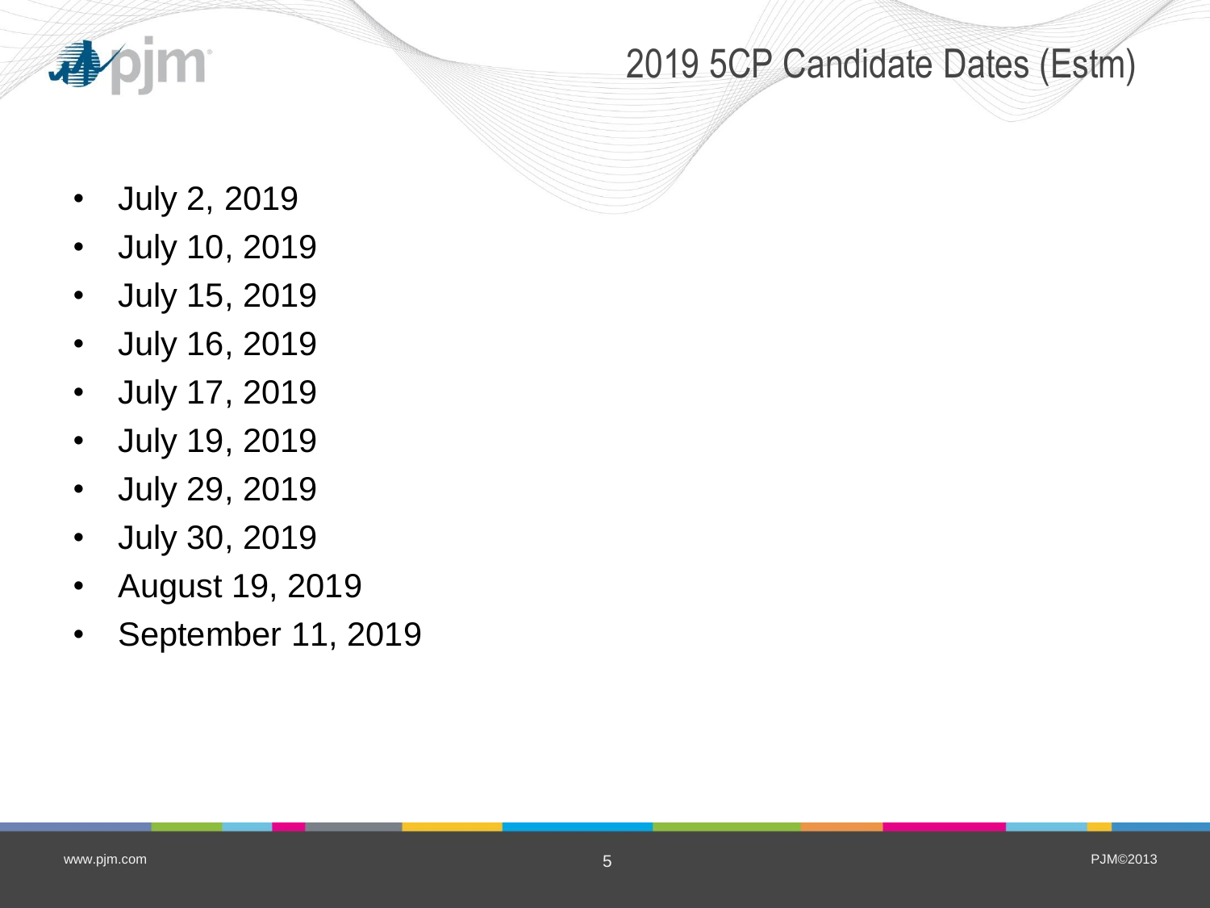## 2019 5CP Candidate Dates (Estm)

- July 2, 2019
- July 10, 2019
- July 15, 2019
- July 16, 2019
- July 17, 2019
- July 19, 2019
- July 29, 2019
- July 30, 2019
- August 19, 2019
- September 11, 2019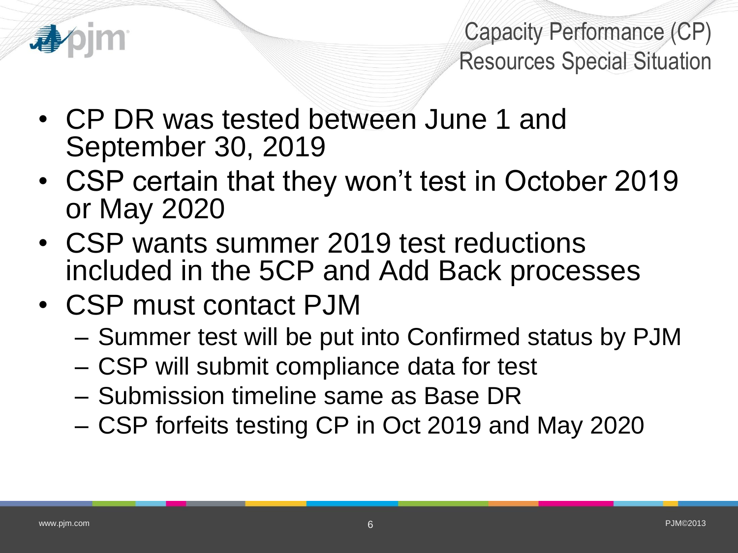## Capacity Performance (CP) Resources Special Situation

- CP DR was tested between June 1 and September 30, 2019
- CSP certain that they won't test in October 2019 or May 2020
- CSP wants summer 2019 test reductions included in the 5CP and Add Back processes
- CSP must contact PJM
  - Summer test will be put into Confirmed status by PJM
  - CSP will submit compliance data for test
  - Submission timeline same as Base DR
  - CSP forfeits testing CP in Oct 2019 and May 2020